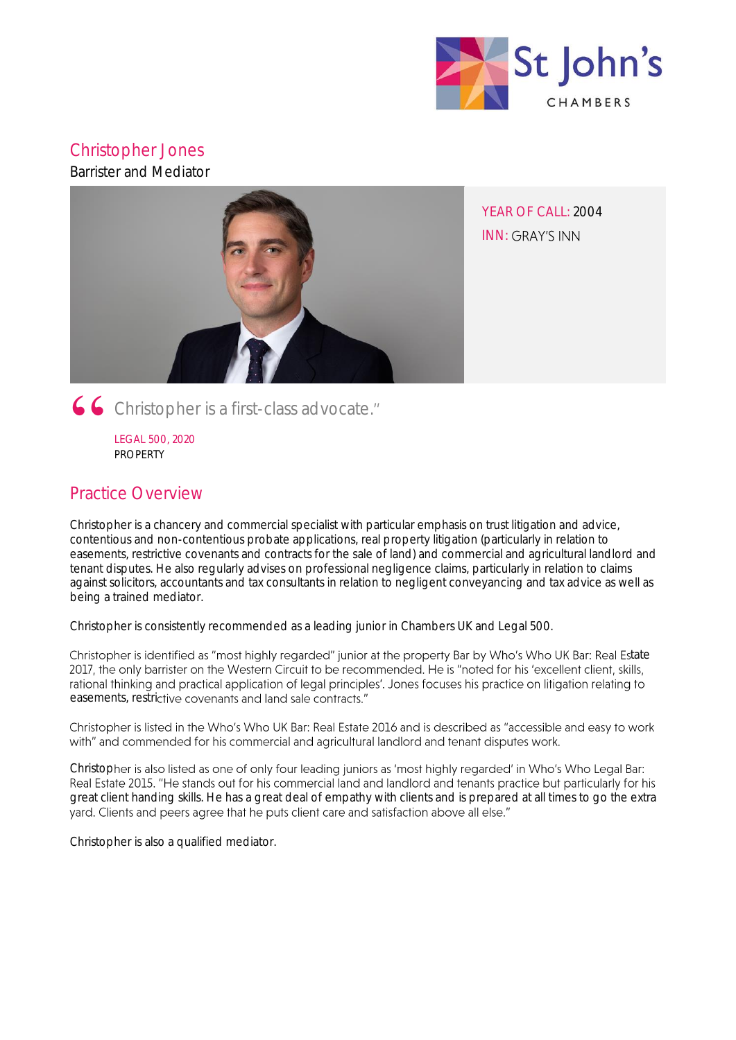St John's CHAMBERS

# Christopher Jones

Barrister and Mediator

YEAR OF CALL: 2004

INN: GRAY'S INN

> "Christopher is a first-class advocate."
>
> LEGAL 500, 2020
> PROPERTY

## Practice Overview

Christopher is a chancery and commercial specialist with particular emphasis on trust litigation and advice, contentious and non-contentious probate applications, real property litigation (particularly in relation to easements, restrictive covenants and contracts for the sale of land) and commercial and agricultural landlord and tenant disputes. He also regularly advises on professional negligence claims, particularly in relation to claims against solicitors, accountants and tax consultants in relation to negligent conveyancing and tax advice as well as being a trained mediator.

Christopher is consistently recommended as a leading junior in Chambers UK and Legal 500.

Christopher is identified as "most highly regarded" junior at the property Bar by Who's Who UK Bar: Real Estate 2017, the only barrister on the Western Circuit to be recommended. He is "noted for his 'excellent client, skills, rational thinking and practical application of legal principles'. Jones focuses his practice on litigation relating to easements, restrictive covenants and land sale contracts."

Christopher is listed in the Who's Who UK Bar: Real Estate 2016 and is described as "accessible and easy to work with" and commended for his commercial and agricultural landlord and tenant disputes work.

Christopher is also listed as one of only four leading juniors as 'most highly regarded' in Who's Who Legal Bar: Real Estate 2015. "He stands out for his commercial land and landlord and tenants practice but particularly for his great client handing skills. He has a great deal of empathy with clients and is prepared at all times to go the extra yard. Clients and peers agree that he puts client care and satisfaction above all else."

Christopher is also a qualified mediator.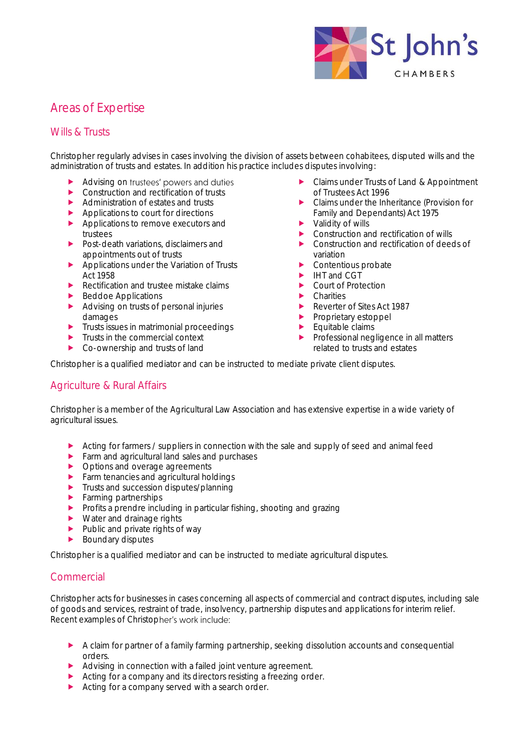## Areas of Expertise

### Wills & Trusts

Christopher regularly advises in cases involving the division of assets between cohabitees, disputed wills and the administration of trusts and estates. In addition his practice includes disputes involving:

- Advising on trustees' powers and duties
- Construction and rectification of trusts
- Administration of estates and trusts
- Applications to court for directions
- Applications to remove executors and trustees
- Post-death variations, disclaimers and appointments out of trusts
- Applications under the Variation of Trusts Act 1958
- Rectification and trustee mistake claims
- Beddoe Applications
- Advising on trusts of personal injuries damages
- Trusts issues in matrimonial proceedings
- Trusts in the commercial context
- Co-ownership and trusts of land
- Claims under Trusts of Land & Appointment of Trustees Act 1996
- Claims under the Inheritance (Provision for Family and Dependants) Act 1975
- Validity of wills
- Construction and rectification of wills
- Construction and rectification of deeds of variation
- Contentious probate
- IHT and CGT
- Court of Protection
- Charities
- Reverter of Sites Act 1987
- Proprietary estoppel
- Equitable claims
- Professional negligence in all matters related to trusts and estates

Christopher is a qualified mediator and can be instructed to mediate private client disputes.

### Agriculture & Rural Affairs

Christopher is a member of the Agricultural Law Association and has extensive expertise in a wide variety of agricultural issues.

- Acting for farmers / suppliers in connection with the sale and supply of seed and animal feed
- Farm and agricultural land sales and purchases
- Options and overage agreements
- Farm tenancies and agricultural holdings
- Trusts and succession disputes/planning
- Farming partnerships
- Profits a prendre including in particular fishing, shooting and grazing
- Water and drainage rights
- Public and private rights of way
- Boundary disputes

Christopher is a qualified mediator and can be instructed to mediate agricultural disputes.

### Commercial

Christopher acts for businesses in cases concerning all aspects of commercial and contract disputes, including sale of goods and services, restraint of trade, insolvency, partnership disputes and applications for interim relief. Recent examples of Christopher's work include:

- A claim for partner of a family farming partnership, seeking dissolution accounts and consequential orders.
- Advising in connection with a failed joint venture agreement.
- Acting for a company and its directors resisting a freezing order.
- Acting for a company served with a search order.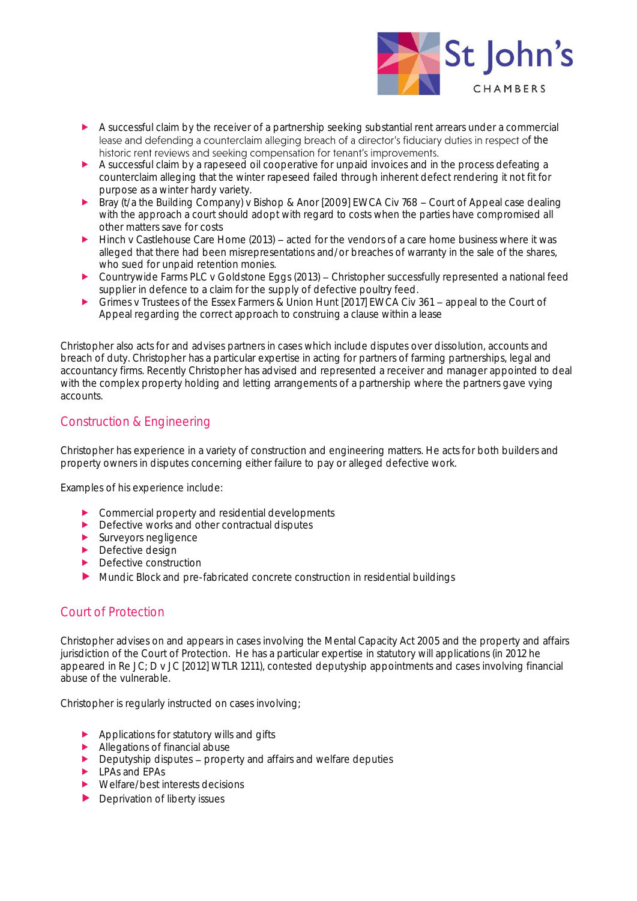- A successful claim by the receiver of a partnership seeking substantial rent arrears under a commercial lease and defending a counterclaim alleging breach of a director's fiduciary duties in respect of the historic rent reviews and seeking compensation for tenant's improvements.
- A successful claim by a rapeseed oil cooperative for unpaid invoices and in the process defeating a counterclaim alleging that the winter rapeseed failed through inherent defect rendering it not fit for purpose as a winter hardy variety.
- Bray (t/a the Building Company) v Bishop & Anor [2009] EWCA Civ 768 – Court of Appeal case dealing with the approach a court should adopt with regard to costs when the parties have compromised all other matters save for costs
- Hinch v Castlehouse Care Home (2013) – acted for the vendors of a care home business where it was alleged that there had been misrepresentations and/or breaches of warranty in the sale of the shares, who sued for unpaid retention monies.
- Countrywide Farms PLC v Goldstone Eggs (2013) – Christopher successfully represented a national feed supplier in defence to a claim for the supply of defective poultry feed.
- Grimes v Trustees of the Essex Farmers & Union Hunt [2017] EWCA Civ 361 – appeal to the Court of Appeal regarding the correct approach to construing a clause within a lease

Christopher also acts for and advises partners in cases which include disputes over dissolution, accounts and breach of duty. Christopher has a particular expertise in acting for partners of farming partnerships, legal and accountancy firms. Recently Christopher has advised and represented a receiver and manager appointed to deal with the complex property holding and letting arrangements of a partnership where the partners gave vying accounts.

## Construction & Engineering

Christopher has experience in a variety of construction and engineering matters. He acts for both builders and property owners in disputes concerning either failure to pay or alleged defective work.

Examples of his experience include:

- Commercial property and residential developments
- Defective works and other contractual disputes
- Surveyors negligence
- Defective design
- Defective construction
- Mundic Block and pre-fabricated concrete construction in residential buildings

## Court of Protection

Christopher advises on and appears in cases involving the Mental Capacity Act 2005 and the property and affairs jurisdiction of the Court of Protection. He has a particular expertise in statutory will applications (in 2012 he appeared in Re J C; D v J C [2012] WTLR 1211), contested deputyship appointments and cases involving financial abuse of the vulnerable.

Christopher is regularly instructed on cases involving;

- Applications for statutory wills and gifts
- Allegations of financial abuse
- Deputyship disputes – property and affairs and welfare deputies
- LPAs and EPAs
- Welfare/best interests decisions
- Deprivation of liberty issues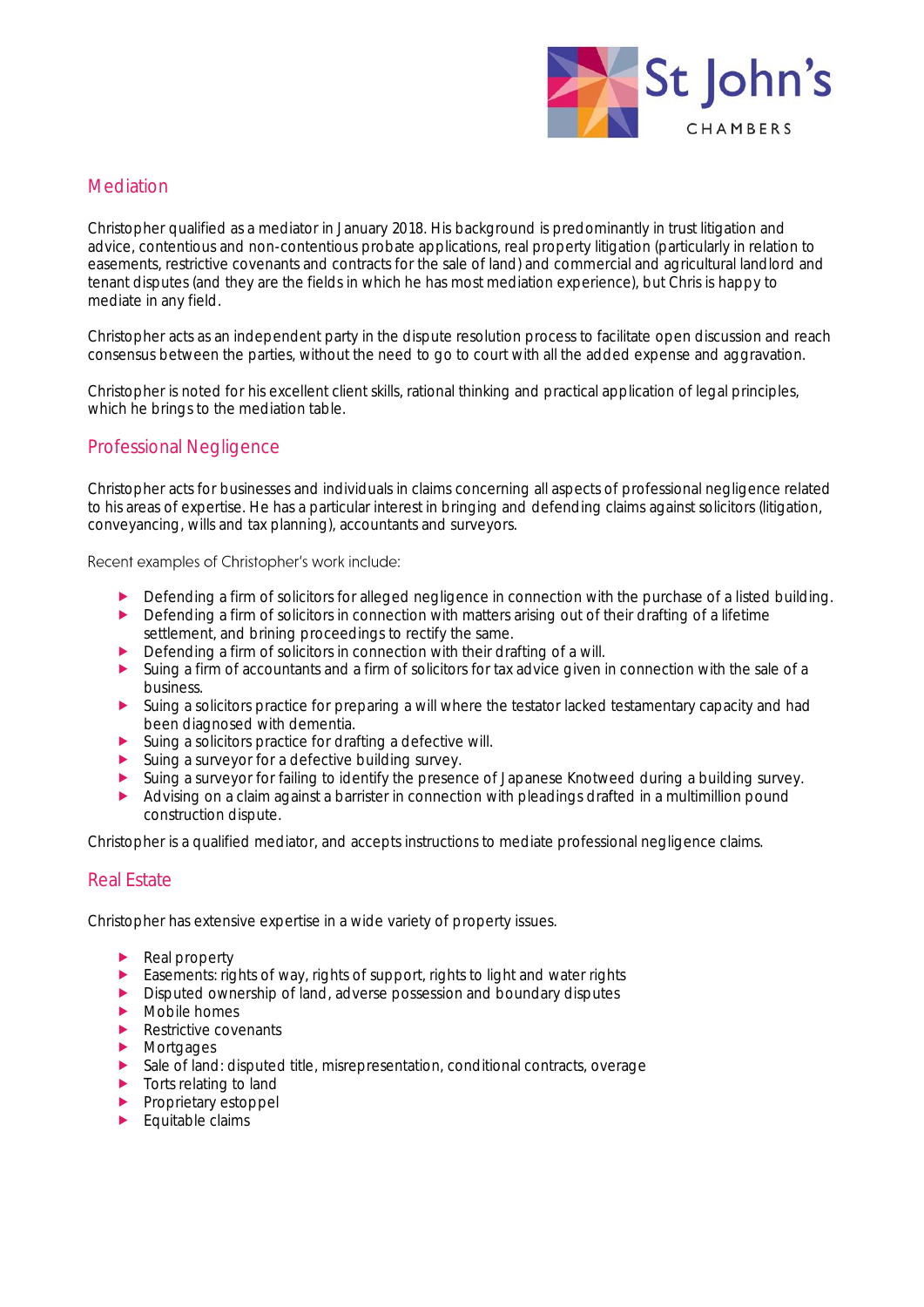## Mediation

Christopher qualified as a mediator in January 2018. His background is predominantly in trust litigation and advice, contentious and non-contentious probate applications, real property litigation (particularly in relation to easements, restrictive covenants and contracts for the sale of land) and commercial and agricultural landlord and tenant disputes (and they are the fields in which he has most mediation experience), but Chris is happy to mediate in any field.

Christopher acts as an independent party in the dispute resolution process to facilitate open discussion and reach consensus between the parties, without the need to go to court with all the added expense and aggravation.

Christopher is noted for his excellent client skills, rational thinking and practical application of legal principles, which he brings to the mediation table.

## Professional Negligence

Christopher acts for businesses and individuals in claims concerning all aspects of professional negligence related to his areas of expertise. He has a particular interest in bringing and defending claims against solicitors (litigation, conveyancing, wills and tax planning), accountants and surveyors.

Recent examples of Christopher's work include:

- Defending a firm of solicitors for alleged negligence in connection with the purchase of a listed building.
- Defending a firm of solicitors in connection with matters arising out of their drafting of a lifetime settlement, and brining proceedings to rectify the same.
- Defending a firm of solicitors in connection with their drafting of a will.
- Suing a firm of accountants and a firm of solicitors for tax advice given in connection with the sale of a business.
- Suing a solicitors practice for preparing a will where the testator lacked testamentary capacity and had been diagnosed with dementia.
- Suing a solicitors practice for drafting a defective will.
- Suing a surveyor for a defective building survey.
- Suing a surveyor for failing to identify the presence of Japanese Knotweed during a building survey.
- Advising on a claim against a barrister in connection with pleadings drafted in a multimillion pound construction dispute.

Christopher is a qualified mediator, and accepts instructions to mediate professional negligence claims.

## Real Estate

Christopher has extensive expertise in a wide variety of property issues.

- Real property
- Easements: rights of way, rights of support, rights to light and water rights
- Disputed ownership of land, adverse possession and boundary disputes
- Mobile homes
- Restrictive covenants
- Mortgages
- Sale of land: disputed title, misrepresentation, conditional contracts, overage
- Torts relating to land
- Proprietary estoppel
- Equitable claims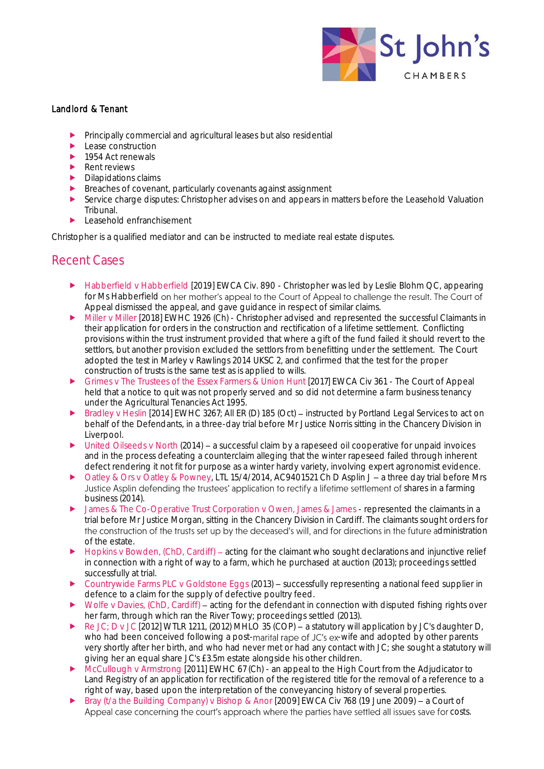Landlord & Tenant

- Principally commercial and agricultural leases but also residential
- Lease construction
- 1954 Act renewals
- Rent reviews
- Dilapidations claims
- Breaches of covenant, particularly covenants against assignment
- Service charge disputes: Christopher advises on and appears in matters before the Leasehold Valuation Tribunal.
- Leasehold enfranchisement

Christopher is a qualified mediator and can be instructed to mediate real estate disputes.

## Recent Cases

- Habberfield v Habberfield [2019] EWCA Civ. 890 - Christopher was led by Leslie Blohm QC, appearing for Ms Habberfield on her mother's appeal to the Court of Appeal to challenge the result. The Court of Appeal dismissed the appeal, and gave guidance in respect of similar claims.
- Miller v Miller [2018] EWHC 1926 (Ch) - Christopher advised and represented the successful Claimants in their application for orders in the construction and rectification of a lifetime settlement. Conflicting provisions within the trust instrument provided that where a gift of the fund failed it should revert to the settlors, but another provision excluded the settlors from benefitting under the settlement. The Court adopted the test in Marley v Rawlings 2014 UKSC 2, and confirmed that the test for the proper construction of trusts is the same test as is applied to wills.
- Grimes v The Trustees of the Essex Farmers & Union Hunt [2017] EWCA Civ 361 - The Court of Appeal held that a notice to quit was not properly served and so did not determine a farm business tenancy under the Agricultural Tenancies Act 1995.
- Bradley v Heslin [2014] EWHC 3267; All ER (D) 185 (Oct) – instructed by Portland Legal Services to act on behalf of the Defendants, in a three-day trial before Mr Justice Norris sitting in the Chancery Division in Liverpool.
- United Oilseeds v North (2014) – a successful claim by a rapeseed oil cooperative for unpaid invoices and in the process defeating a counterclaim alleging that the winter rapeseed failed through inherent defect rendering it not fit for purpose as a winter hardy variety, involving expert agronomist evidence.
- Oatley & Ors v Oatley & Powney, LTL 15/4/2014, AC9401521 Ch D Asplin J – a three day trial before Mrs Justice Asplin defending the trustees' application to rectify a lifetime settlement of shares in a farming business (2014).
- James & The Co-Operative Trust Corporation v Owen, James & James - represented the claimants in a trial before Mr Justice Morgan, sitting in the Chancery Division in Cardiff. The claimants sought orders for the construction of the trusts set up by the deceased's will, and for directions in the future administration of the estate.
- Hopkins v Bowden, (ChD, Cardiff) – acting for the claimant who sought declarations and injunctive relief in connection with a right of way to a farm, which he purchased at auction (2013); proceedings settled successfully at trial.
- Countrywide Farms PLC v Goldstone Eggs (2013) – successfully representing a national feed supplier in defence to a claim for the supply of defective poultry feed.
- Wolfe v Davies, (ChD, Cardiff) – acting for the defendant in connection with disputed fishing rights over her farm, through which ran the River Towy; proceedings settled (2013).
- Re JC; D v JC [2012] WTLR 1211, (2012) MHLO 35 (COP) – a statutory will application by JC's daughter D, who had been conceived following a post-marital rape of JC's ex-wife and adopted by other parents very shortly after her birth, and who had never met or had any contact with JC; she sought a statutory will giving her an equal share JC's £3.5m estate alongside his other children.
- McCullough v Armstrong [2011] EWHC 67 (Ch) - an appeal to the High Court from the Adjudicator to Land Registry of an application for rectification of the registered title for the removal of a reference to a right of way, based upon the interpretation of the conveyancing history of several properties.
- Bray (t/a the Building Company) v Bishop & Anor [2009] EWCA Civ 768 (19 June 2009) – a Court of Appeal case concerning the court's approach where the parties have settled all issues save for costs.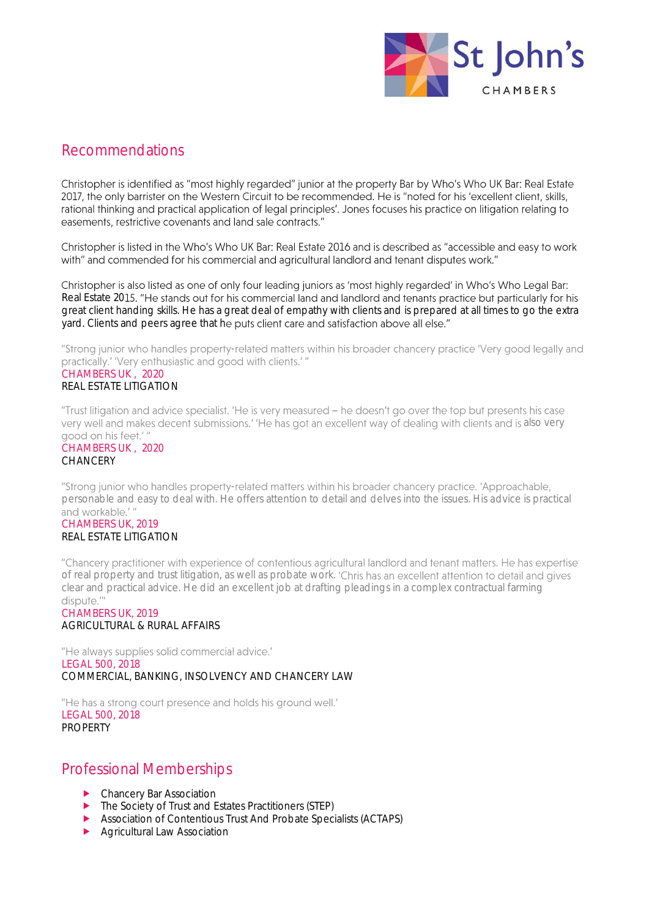## Recommendations

Christopher is identified as "most highly regarded" junior at the property Bar by Who's Who UK Bar: Real Estate 2017, the only barrister on the Western Circuit to be recommended. He is "noted for his 'excellent client, skills, rational thinking and practical application of legal principles'. Jones focuses his practice on litigation relating to easements, restrictive covenants and land sale contracts."

Christopher is listed in the Who's Who UK Bar: Real Estate 2016 and is described as "accessible and easy to work with" and commended for his commercial and agricultural landlord and tenant disputes work."

Christopher is also listed as one of only four leading juniors as 'most highly regarded' in Who's Who Legal Bar: Real Estate 2015. "He stands out for his commercial land and landlord and tenants practice but particularly for his great client handing skills. He has a great deal of empathy with clients and is prepared at all times to go the extra yard. Clients and peers agree that he puts client care and satisfaction above all else."

"Strong junior who handles property-related matters within his broader chancery practice 'Very good legally and practically.' 'Very enthusiastic and good with clients.' "
CHAMBERS UK , 2020
REAL ESTATE LITIGATION

"Trust litigation and advice specialist. 'He is very measured – he doesn't go over the top but presents his case very well and makes decent submissions.' 'He has got an excellent way of dealing with clients and is also very good on his feet.' "
CHAMBERS UK , 2020
CHANCERY

"Strong junior who handles property-related matters within his broader chancery practice. 'Approachable, personable and easy to deal with. He offers attention to detail and delves into the issues. His advice is practical and workable.' "
CHAMBERS UK, 2019
REAL ESTATE LITIGATION

"Chancery practitioner with experience of contentious agricultural landlord and tenant matters. He has expertise of real property and trust litigation, as well as probate work. 'Chris has an excellent attention to detail and gives clear and practical advice. He did an excellent job at drafting pleadings in a complex contractual farming dispute.'"
CHAMBERS UK, 2019
AGRICULTURAL & RURAL AFFAIRS

"He always supplies solid commercial advice.'
LEGAL 500, 2018
COMMERCIAL, BANKING, INSOLVENCY AND CHANCERY LAW

"He has a strong court presence and holds his ground well.'
LEGAL 500, 2018
PROPERTY

## Professional Memberships

- Chancery Bar Association
- The Society of Trust and Estates Practitioners (STEP)
- Association of Contentious Trust And Probate Specialists (ACTAPS)
- Agricultural Law Association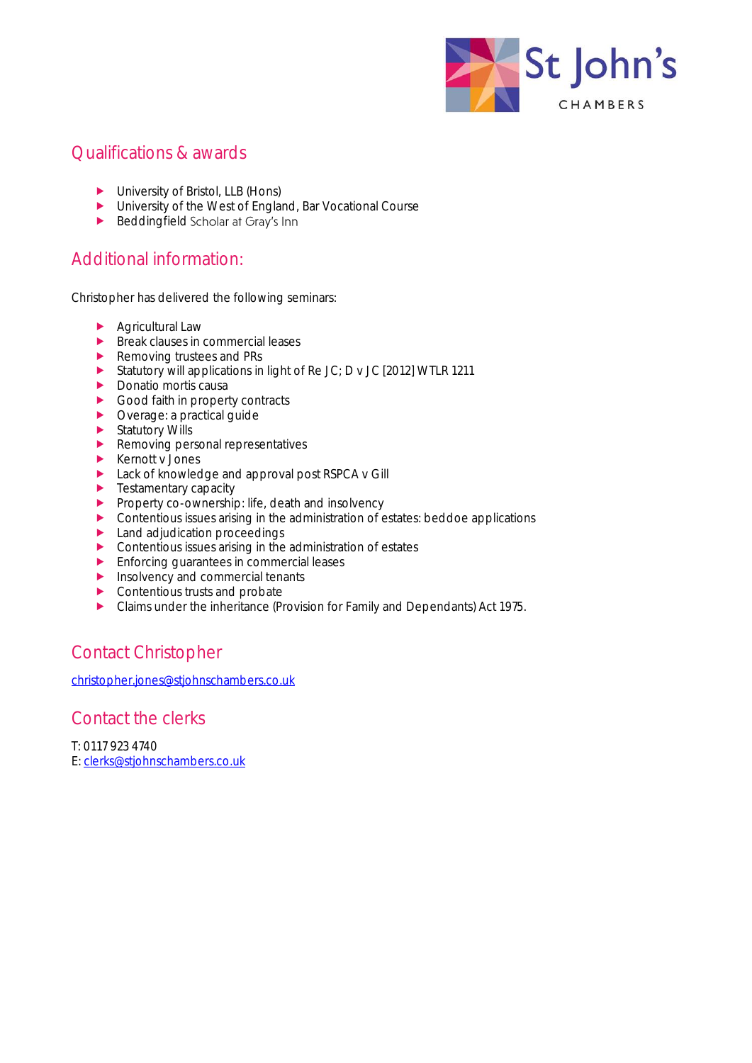## Qualifications & awards

- University of Bristol, LLB (Hons)
- University of the West of England, Bar Vocational Course
- Beddingfield Scholar at Gray's Inn

## Additional information:

Christopher has delivered the following seminars:

- Agricultural Law
- Break clauses in commercial leases
- Removing trustees and PRs
- Statutory will applications in light of Re J C; D v J C [2012] WTLR 1211
- Donatio mortis causa
- Good faith in property contracts
- Overage: a practical guide
- Statutory Wills
- Removing personal representatives
- Kernott v Jones
- Lack of knowledge and approval post RSPCA v Gill
- Testamentary capacity
- Property co-ownership: life, death and insolvency
- Contentious issues arising in the administration of estates: beddoe applications
- Land adjudication proceedings
- Contentious issues arising in the administration of estates
- Enforcing guarantees in commercial leases
- Insolvency and commercial tenants
- Contentious trusts and probate
- Claims under the inheritance (Provision for Family and Dependants) Act 1975.

## Contact Christopher

christopher.jones@stjohnschambers.co.uk

## Contact the clerks

T: 0117 923 4740
E: clerks@stjohnschambers.co.uk